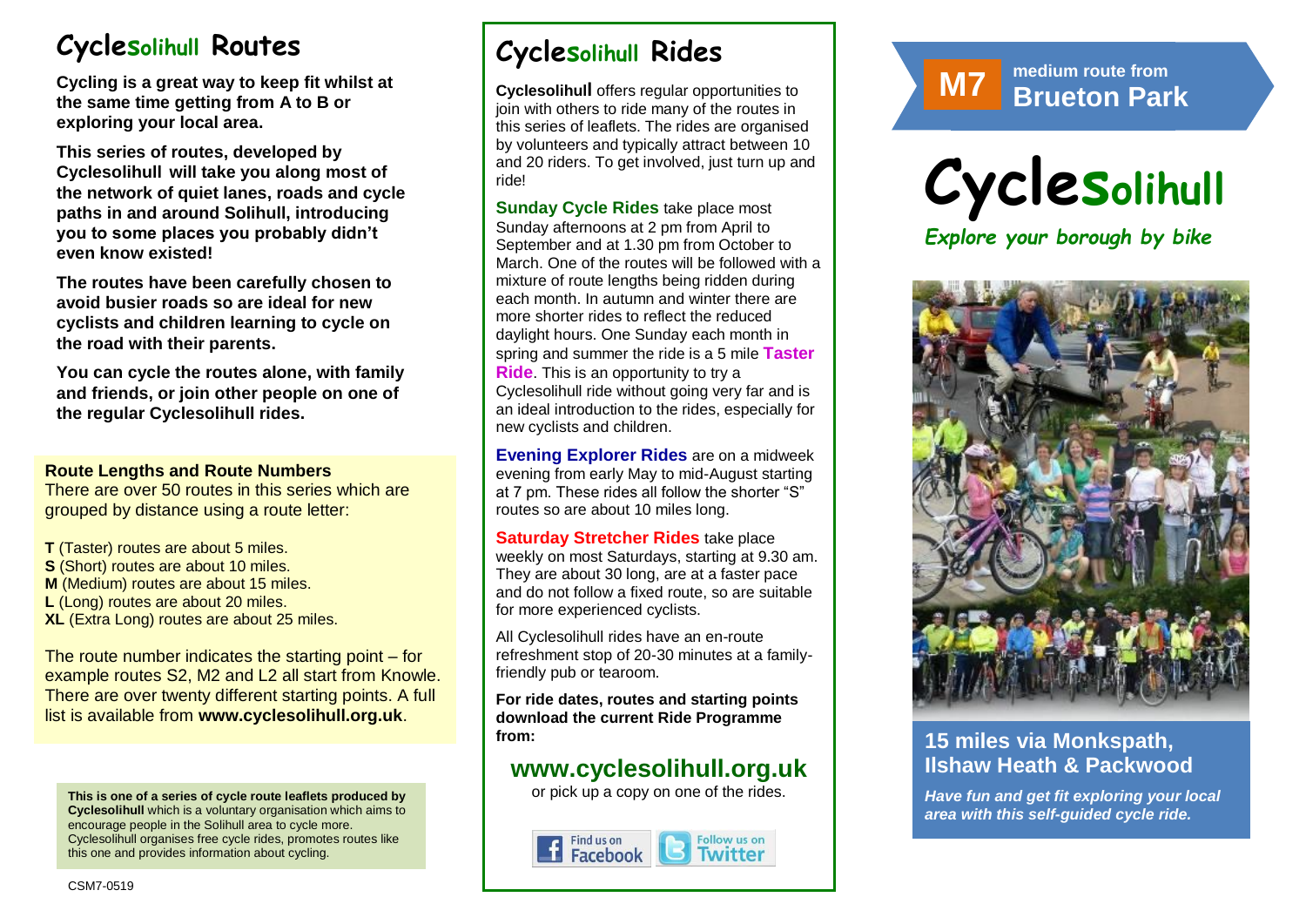# Cyclesolihull Routes

**Cycling is a great way to keep fit whilst at the same time getting from A to B or exploring your local area.**

**This series of routes, developed by Cyclesolihull will take you along most of the network of quiet lanes, roads and cycle paths in and around Solihull, introducing you to some places you probably didn't even know existed!**

**The routes have been carefully chosen to avoid busier roads so are ideal for new cyclists and children learning to cycle on the road with their parents.**

**You can cycle the routes alone, with family and friends, or join other people on one of the regular Cyclesolihull rides.**

**Route Lengths and Route Numbers**

There are over 50 routes in this series which are grouped by distance using a route letter:

**T** (Taster) routes are about 5 miles.
**S** (Short) routes are about 10 miles.
**M** (Medium) routes are about 15 miles.
**L** (Long) routes are about 20 miles.
**XL** (Extra Long) routes are about 25 miles.

The route number indicates the starting point – for example routes S2, M2 and L2 all start from Knowle. There are over twenty different starting points. A full list is available from **www.cyclesolihull.org.uk**.

**This is one of a series of cycle route leaflets produced by Cyclesolihull** which is a voluntary organisation which aims to encourage people in the Solihull area to cycle more. Cyclesolihull organises free cycle rides, promotes routes like this one and provides information about cycling.

CSM7-0519

# Cyclesolihull Rides

**Cyclesolihull** offers regular opportunities to join with others to ride many of the routes in this series of leaflets. The rides are organised by volunteers and typically attract between 10 and 20 riders. To get involved, just turn up and ride!

**Sunday Cycle Rides** take place most Sunday afternoons at 2 pm from April to September and at 1.30 pm from October to March. One of the routes will be followed with a mixture of route lengths being ridden during each month. In autumn and winter there are more shorter rides to reflect the reduced daylight hours. One Sunday each month in spring and summer the ride is a 5 mile **Taster Ride**. This is an opportunity to try a Cyclesolihull ride without going very far and is an ideal introduction to the rides, especially for new cyclists and children.

**Evening Explorer Rides** are on a midweek evening from early May to mid-August starting at 7 pm. These rides all follow the shorter "S" routes so are about 10 miles long.

**Saturday Stretcher Rides** take place weekly on most Saturdays, starting at 9.30 am. They are about 30 long, are at a faster pace and do not follow a fixed route, so are suitable for more experienced cyclists.

All Cyclesolihull rides have an en-route refreshment stop of 20-30 minutes at a family-friendly pub or tearoom.

**For ride dates, routes and starting points download the current Ride Programme from:**

## www.cyclesolihull.org.uk

or pick up a copy on one of the rides.

Find us on Facebook | Follow us on Twitter

**M7** medium route from **Brueton Park**

# Cyclesolihull

*Explore your borough by bike*

## 15 miles via Monkspath, Ilshaw Heath & Packwood

***Have fun and get fit exploring your local area with this self-guided cycle ride.***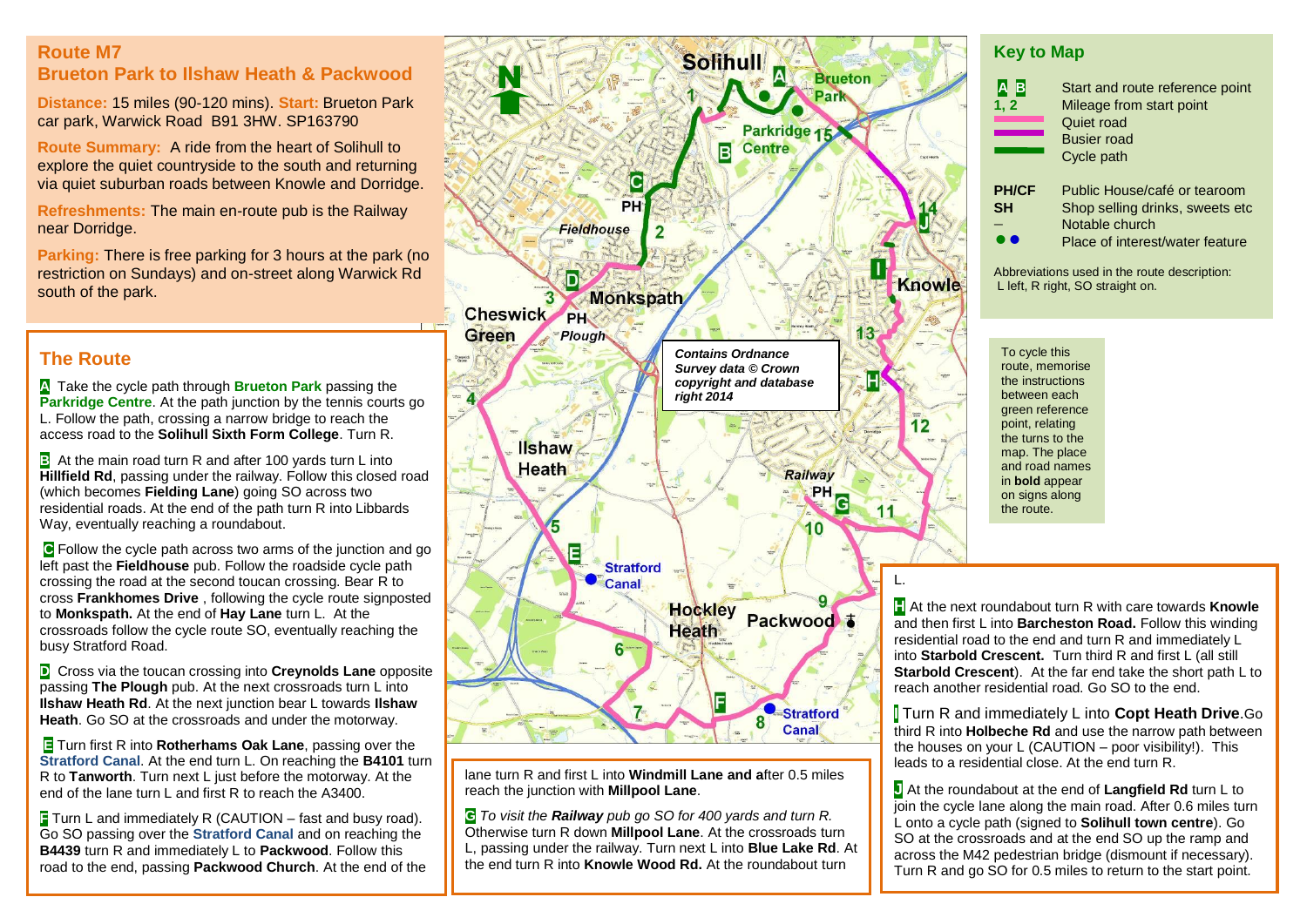## Route M7
## Brueton Park to Ilshaw Heath & Packwood

**Distance:** 15 miles (90-120 mins). **Start:** Brueton Park car park, Warwick Road B91 3HW. SP163790

**Route Summary:** A ride from the heart of Solihull to explore the quiet countryside to the south and returning via quiet suburban roads between Knowle and Dorridge.

**Refreshments:** The main en-route pub is the Railway near Dorridge.

**Parking:** There is free parking for 3 hours at the park (no restriction on Sundays) and on-street along Warwick Rd south of the park.

## The Route

**A** Take the cycle path through **Brueton Park** passing the **Parkridge Centre**. At the path junction by the tennis courts go L. Follow the path, crossing a narrow bridge to reach the access road to the **Solihull Sixth Form College**. Turn R.

**B** At the main road turn R and after 100 yards turn L into **Hillfield Rd**, passing under the railway. Follow this closed road (which becomes **Fielding Lane**) going SO across two residential roads. At the end of the path turn R into Libbards Way, eventually reaching a roundabout.

**C** Follow the cycle path across two arms of the junction and go left past the **Fieldhouse** pub. Follow the roadside cycle path crossing the road at the second toucan crossing. Bear R to cross **Frankhomes Drive** , following the cycle route signposted to **Monkspath.** At the end of **Hay Lane** turn L. At the crossroads follow the cycle route SO, eventually reaching the busy Stratford Road.

**D** Cross via the toucan crossing into **Creynolds Lane** opposite passing **The Plough** pub. At the next crossroads turn L into **Ilshaw Heath Rd**. At the next junction bear L towards **Ilshaw Heath**. Go SO at the crossroads and under the motorway.

**E** Turn first R into **Rotherhams Oak Lane**, passing over the **Stratford Canal**. At the end turn L. On reaching the **B4101** turn R to **Tanworth**. Turn next L just before the motorway. At the end of the lane turn L and first R to reach the A3400.

**F** Turn L and immediately R (CAUTION – fast and busy road). Go SO passing over the **Stratford Canal** and on reaching the **B4439** turn R and immediately L to **Packwood**. Follow this road to the end, passing **Packwood Church**. At the end of the lane turn R and first L into **Windmill Lane and a**fter 0.5 miles reach the junction with **Millpool Lane**.

**G** *To visit the **Railway** pub go SO for 400 yards and turn R.* Otherwise turn R down **Millpool Lane**. At the crossroads turn L, passing under the railway. Turn next L into **Blue Lake Rd**. At the end turn R into **Knowle Wood Rd.** At the roundabout turn L.

**H** At the next roundabout turn R with care towards **Knowle** and then first L into **Barcheston Road.** Follow this winding residential road to the end and turn R and immediately L into **Starbold Crescent.** Turn third R and first L (all still **Starbold Crescent**). At the far end take the short path L to reach another residential road. Go SO to the end.

**I** Turn R and immediately L into **Copt Heath Drive**.Go third R into **Holbeche Rd** and use the narrow path between the houses on your L (CAUTION – poor visibility!). This leads to a residential close. At the end turn R.

**J** At the roundabout at the end of **Langfield Rd** turn L to join the cycle lane along the main road. After 0.6 miles turn L onto a cycle path (signed to **Solihull town centre**). Go SO at the crossroads and at the end SO up the ramp and across the M42 pedestrian bridge (dismount if necessary). Turn R and go SO for 0.5 miles to return to the start point.

Solihull
Brueton Park
Parkridge Centre
Fieldhouse
PH
Monkspath
Cheswick Green
PH Plough
Ilshaw Heath
Stratford Canal
Hockley Heath
Packwood
Railway PH
Knowle
Stratford Canal
A B C D E F G H I J
1 2 3 4 5 6 7 8 9 10 11 12 13 14 15

*Contains Ordnance Survey data © Crown copyright and database right 2014*

## Key to Map

A B — Start and route reference point
1, 2 — Mileage from start point
Quiet road
Busier road
Cycle path

PH/CF — Public House/café or tearoom
SH — Shop selling drinks, sweets etc
Notable church
Place of interest/water feature

Abbreviations used in the route description: L left, R right, SO straight on.

To cycle this route, memorise the instructions between each green reference point, relating the turns to the map. The place and road names in **bold** appear on signs along the route.